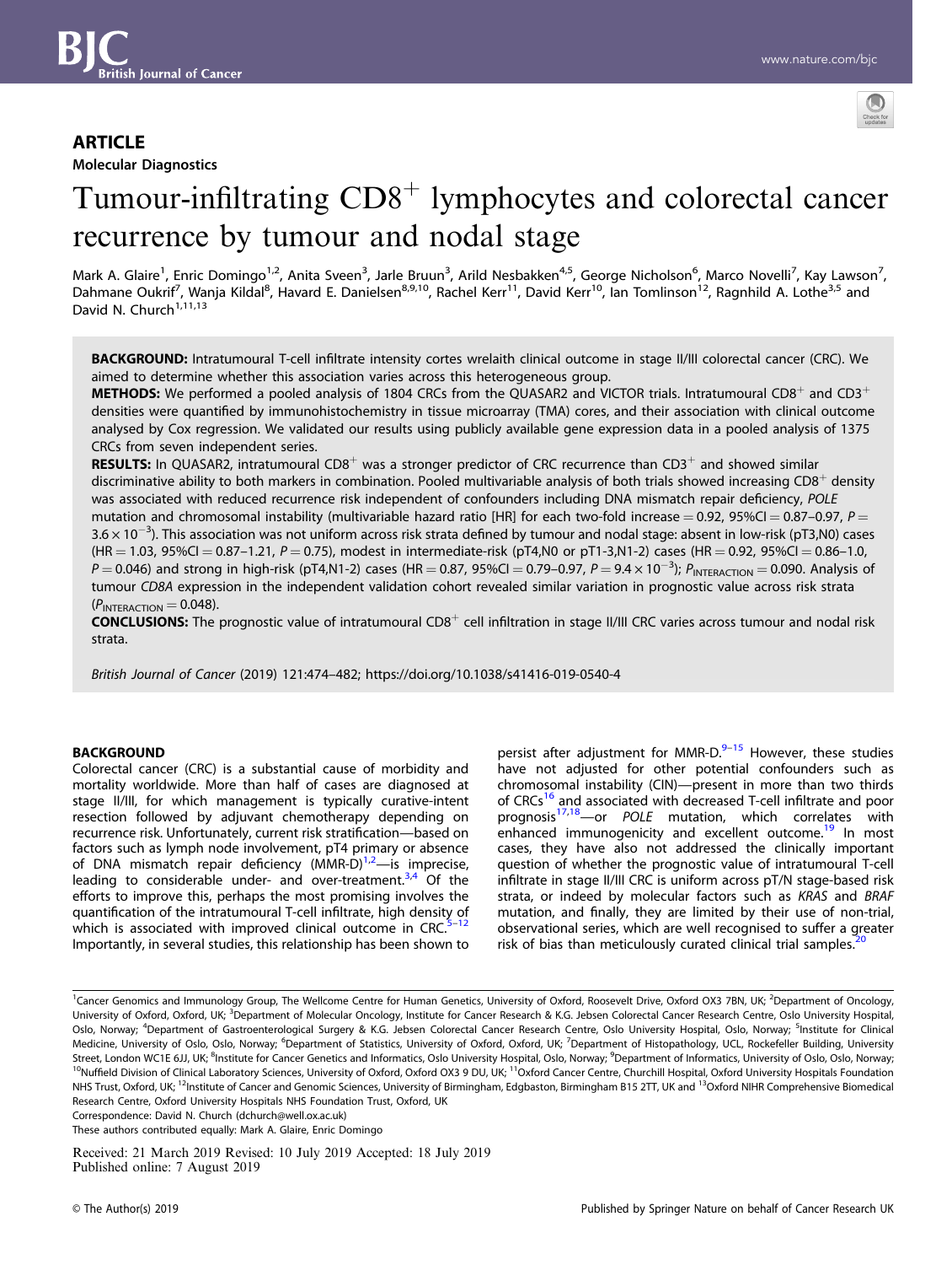ARTICLE

Molecular Diagnostics

# Tumour-infiltrating CD8$^{+}$ lymphocytes and colorectal cancer recurrence by tumour and nodal stage

Mark A. Glaire[1], Enric Domingo[1,2], Anita Sveen[3], Jarle Bruun[3], Arild Nesbakken[4,5], George Nicholson[6], Marco Novelli[7], Kay Lawson[7], Dahmane Oukrif[7], Wanja Kildal[8], Havard E. Danielsen[8,9,10], Rachel Kerr[11], David Kerr[10], Ian Tomlinson[12], Ragnhild A. Lothe[3,5] and David N. Church[1,11,13]

**BACKGROUND:** Intratumoural T-cell infiltrate intensity cortes wrelaith clinical outcome in stage II/III colorectal cancer (CRC). We aimed to determine whether this association varies across this heterogeneous group.

**METHODS:** We performed a pooled analysis of 1804 CRCs from the QUASAR2 and VICTOR trials. Intratumoural CD8$^{+}$ and CD3$^{+}$ densities were quantified by immunohistochemistry in tissue microarray (TMA) cores, and their association with clinical outcome analysed by Cox regression. We validated our results using publicly available gene expression data in a pooled analysis of 1375 CRCs from seven independent series.

**RESULTS:** In QUASAR2, intratumoural CD8$^{+}$ was a stronger predictor of CRC recurrence than CD3$^{+}$ and showed similar discriminative ability to both markers in combination. Pooled multivariable analysis of both trials showed increasing CD8$^{+}$ density was associated with reduced recurrence risk independent of confounders including DNA mismatch repair deficiency, *POLE* mutation and chromosomal instability (multivariable hazard ratio [HR] for each two-fold increase = 0.92, 95%CI = 0.87–0.97, $P = 3.6 \times 10^{-3}$). This association was not uniform across risk strata defined by tumour and nodal stage: absent in low-risk (pT3,N0) cases (HR = 1.03, 95%CI = 0.87–1.21, $P = 0.75$), modest in intermediate-risk (pT4,N0 or pT1-3,N1-2) cases (HR = 0.92, 95%CI = 0.86–1.0, $P = 0.046$) and strong in high-risk (pT4,N1-2) cases (HR = 0.87, 95%CI = 0.79–0.97, $P = 9.4 \times 10^{-3}$); $P_{INTERACTION} = 0.090$. Analysis of tumour *CD8A* expression in the independent validation cohort revealed similar variation in prognostic value across risk strata ($P_{INTERACTION} = 0.048$).

**CONCLUSIONS:** The prognostic value of intratumoural CD8$^{+}$ cell infiltration in stage II/III CRC varies across tumour and nodal risk strata.

*British Journal of Cancer* (2019) 121:474–482; https://doi.org/10.1038/s41416-019-0540-4

## BACKGROUND

Colorectal cancer (CRC) is a substantial cause of morbidity and mortality worldwide. More than half of cases are diagnosed at stage II/III, for which management is typically curative-intent resection followed by adjuvant chemotherapy depending on recurrence risk. Unfortunately, current risk stratification—based on factors such as lymph node involvement, pT4 primary or absence of DNA mismatch repair deficiency (MMR-D)[1,2]—is imprecise, leading to considerable under- and over-treatment.[3,4] Of the efforts to improve this, perhaps the most promising involves the quantification of the intratumoural T-cell infiltrate, high density of which is associated with improved clinical outcome in CRC.[5–12] Importantly, in several studies, this relationship has been shown to persist after adjustment for MMR-D.[9–15] However, these studies have not adjusted for other potential confounders such as chromosomal instability (CIN)—present in more than two thirds of CRCs[16] and associated with decreased T-cell infiltrate and poor prognosis[17,18]—or *POLE* mutation, which correlates with enhanced immunogenicity and excellent outcome.[19] In most cases, they have also not addressed the clinically important question of whether the prognostic value of intratumoural T-cell infiltrate in stage II/III CRC is uniform across pT/N stage-based risk strata, or indeed by molecular factors such as *KRAS* and *BRAF* mutation, and finally, they are limited by their use of non-trial, observational series, which are well recognised to suffer a greater risk of bias than meticulously curated clinical trial samples.[20]

[1]Cancer Genomics and Immunology Group, The Wellcome Centre for Human Genetics, University of Oxford, Roosevelt Drive, Oxford OX3 7BN, UK; [2]Department of Oncology, University of Oxford, Oxford, UK; [3]Department of Molecular Oncology, Institute for Cancer Research & K.G. Jebsen Colorectal Cancer Research Centre, Oslo University Hospital, Oslo, Norway; [4]Department of Gastroenterological Surgery & K.G. Jebsen Colorectal Cancer Research Centre, Oslo University Hospital, Oslo, Norway; [5]Institute for Clinical Medicine, University of Oslo, Oslo, Norway; [6]Department of Statistics, University of Oxford, Oxford, UK; [7]Department of Histopathology, UCL, Rockefeller Building, University Street, London WC1E 6JJ, UK; [8]Institute for Cancer Genetics and Informatics, Oslo University Hospital, Oslo, Norway; [9]Department of Informatics, University of Oslo, Oslo, Norway; [10]Nuffield Division of Clinical Laboratory Sciences, University of Oxford, Oxford OX3 9 DU, UK; [11]Oxford Cancer Centre, Churchill Hospital, Oxford University Hospitals Foundation NHS Trust, Oxford, UK; [12]Institute of Cancer and Genomic Sciences, University of Birmingham, Edgbaston, Birmingham B15 2TT, UK and [13]Oxford NIHR Comprehensive Biomedical Research Centre, Oxford University Hospitals NHS Foundation Trust, Oxford, UK

Correspondence: David N. Church (dchurch@well.ox.ac.uk)

These authors contributed equally: Mark A. Glaire, Enric Domingo

Received: 21 March 2019 Revised: 10 July 2019 Accepted: 18 July 2019
Published online: 7 August 2019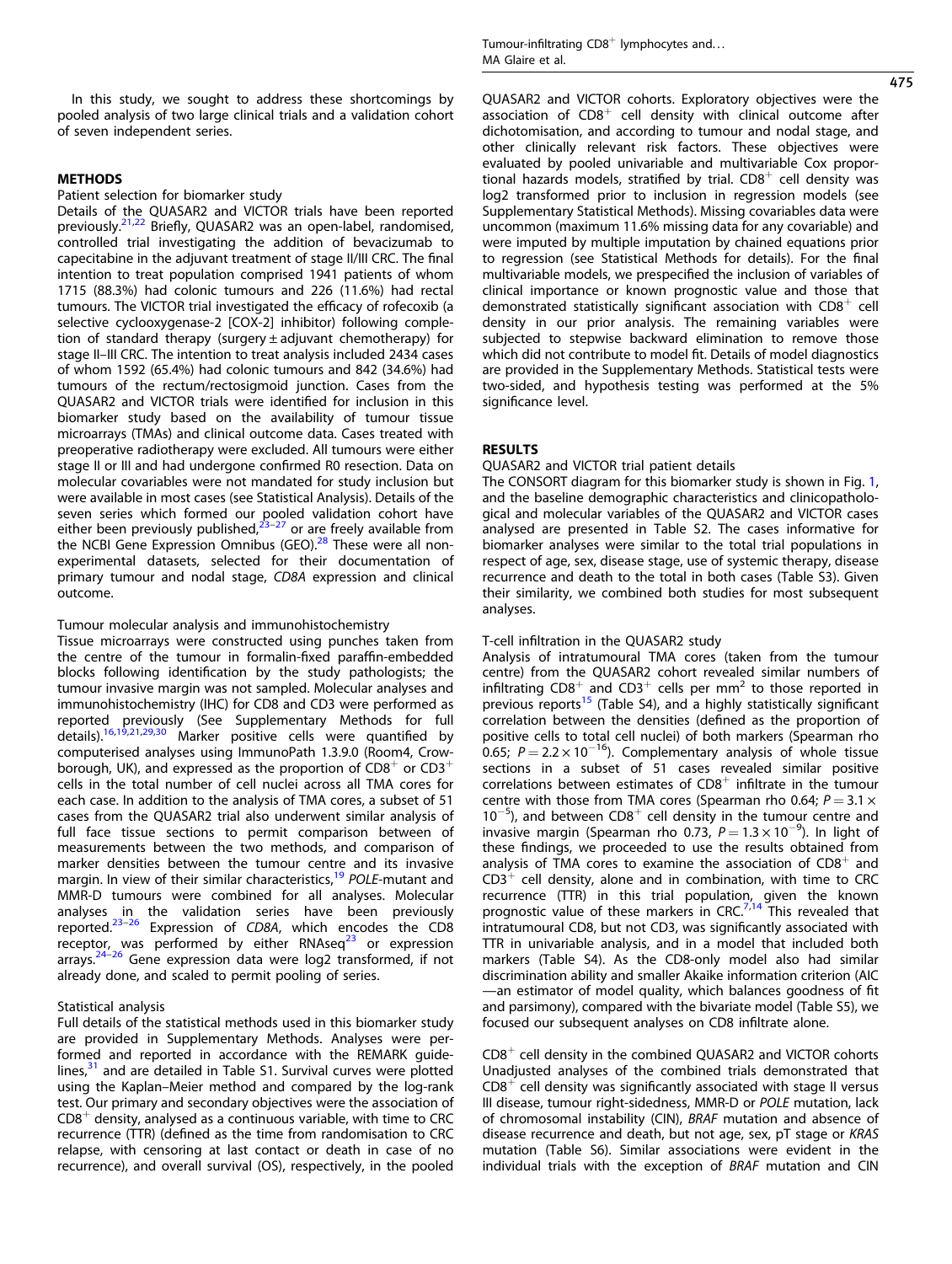In this study, we sought to address these shortcomings by pooled analysis of two large clinical trials and a validation cohort of seven independent series.

## METHODS

### Patient selection for biomarker study

Details of the QUASAR2 and VICTOR trials have been reported previously.[21,22] Briefly, QUASAR2 was an open-label, randomised, controlled trial investigating the addition of bevacizumab to capecitabine in the adjuvant treatment of stage II/III CRC. The final intention to treat population comprised 1941 patients of whom 1715 (88.3%) had colonic tumours and 226 (11.6%) had rectal tumours. The VICTOR trial investigated the efficacy of rofecoxib (a selective cyclooxygenase-2 [COX-2] inhibitor) following completion of standard therapy (surgery ± adjuvant chemotherapy) for stage II–III CRC. The intention to treat analysis included 2434 cases of whom 1592 (65.4%) had colonic tumours and 842 (34.6%) had tumours of the rectum/rectosigmoid junction. Cases from the QUASAR2 and VICTOR trials were identified for inclusion in this biomarker study based on the availability of tumour tissue microarrays (TMAs) and clinical outcome data. Cases treated with preoperative radiotherapy were excluded. All tumours were either stage II or III and had undergone confirmed R0 resection. Data on molecular covariables were not mandated for study inclusion but were available in most cases (see Statistical Analysis). Details of the seven series which formed our pooled validation cohort have either been previously published,[23–27] or are freely available from the NCBI Gene Expression Omnibus (GEO).[28] These were all non-experimental datasets, selected for their documentation of primary tumour and nodal stage, *CD8A* expression and clinical outcome.

### Tumour molecular analysis and immunohistochemistry

Tissue microarrays were constructed using punches taken from the centre of the tumour in formalin-fixed paraffin-embedded blocks following identification by the study pathologists; the tumour invasive margin was not sampled. Molecular analyses and immunohistochemistry (IHC) for CD8 and CD3 were performed as reported previously (See Supplementary Methods for full details).[16,19,21,29,30] Marker positive cells were quantified by computerised analyses using ImmunoPath 1.3.9.0 (Room4, Crowborough, UK), and expressed as the proportion of $CD8^+$ or $CD3^+$ cells in the total number of cell nuclei across all TMA cores for each case. In addition to the analysis of TMA cores, a subset of 51 cases from the QUASAR2 trial also underwent similar analysis of full face tissue sections to permit comparison between of measurements between the two methods, and comparison of marker densities between the tumour centre and its invasive margin. In view of their similar characteristics,[19] *POLE*-mutant and MMR-D tumours were combined for all analyses. Molecular analyses in the validation series have been previously reported.[23–26] Expression of *CD8A*, which encodes the CD8 receptor, was performed by either RNAseq[23] or expression arrays.[24–26] Gene expression data were log2 transformed, if not already done, and scaled to permit pooling of series.

### Statistical analysis

Full details of the statistical methods used in this biomarker study are provided in Supplementary Methods. Analyses were performed and reported in accordance with the REMARK guidelines,[31] and are detailed in Table S1. Survival curves were plotted using the Kaplan–Meier method and compared by the log-rank test. Our primary and secondary objectives were the association of $CD8^+$ density, analysed as a continuous variable, with time to CRC recurrence (TTR) (defined as the time from randomisation to CRC relapse, with censoring at last contact or death in case of no recurrence), and overall survival (OS), respectively, in the pooled QUASAR2 and VICTOR cohorts. Exploratory objectives were the association of $CD8^+$ cell density with clinical outcome after dichotomisation, and according to tumour and nodal stage, and other clinically relevant risk factors. These objectives were evaluated by pooled univariable and multivariable Cox proportional hazards models, stratified by trial. $CD8^+$ cell density was log2 transformed prior to inclusion in regression models (see Supplementary Statistical Methods). Missing covariables data were uncommon (maximum 11.6% missing data for any covariable) and were imputed by multiple imputation by chained equations prior to regression (see Statistical Methods for details). For the final multivariable models, we prespecified the inclusion of variables of clinical importance or known prognostic value and those that demonstrated statistically significant association with $CD8^+$ cell density in our prior analysis. The remaining variables were subjected to stepwise backward elimination to remove those which did not contribute to model fit. Details of model diagnostics are provided in the Supplementary Methods. Statistical tests were two-sided, and hypothesis testing was performed at the 5% significance level.

## RESULTS

### QUASAR2 and VICTOR trial patient details

The CONSORT diagram for this biomarker study is shown in Fig. 1, and the baseline demographic characteristics and clinicopathological and molecular variables of the QUASAR2 and VICTOR cases analysed are presented in Table S2. The cases informative for biomarker analyses were similar to the total trial populations in respect of age, sex, disease stage, use of systemic therapy, disease recurrence and death to the total in both cases (Table S3). Given their similarity, we combined both studies for most subsequent analyses.

### T-cell infiltration in the QUASAR2 study

Analysis of intratumoural TMA cores (taken from the tumour centre) from the QUASAR2 cohort revealed similar numbers of infiltrating $CD8^+$ and $CD3^+$ cells per mm$^2$ to those reported in previous reports[15] (Table S4), and a highly statistically significant correlation between the densities (defined as the proportion of positive cells to total cell nuclei) of both markers (Spearman rho 0.65; $P = 2.2 \times 10^{-16}$). Complementary analysis of whole tissue sections in a subset of 51 cases revealed similar positive correlations between estimates of $CD8^+$ infiltrate in the tumour centre with those from TMA cores (Spearman rho 0.64; $P = 3.1 \times 10^{-5}$), and between $CD8^+$ cell density in the tumour centre and invasive margin (Spearman rho 0.73, $P = 1.3 \times 10^{-9}$). In light of these findings, we proceeded to use the results obtained from analysis of TMA cores to examine the association of $CD8^+$ and $CD3^+$ cell density, alone and in combination, with time to CRC recurrence (TTR) in this trial population, given the known prognostic value of these markers in CRC.[7,14] This revealed that intratumoural CD8, but not CD3, was significantly associated with TTR in univariable analysis, and in a model that included both markers (Table S4). As the CD8-only model also had similar discrimination ability and smaller Akaike information criterion (AIC—an estimator of model quality, which balances goodness of fit and parsimony), compared with the bivariate model (Table S5), we focused our subsequent analyses on CD8 infiltrate alone.

### $CD8^+$ cell density in the combined QUASAR2 and VICTOR cohorts

Unadjusted analyses of the combined trials demonstrated that $CD8^+$ cell density was significantly associated with stage II versus III disease, tumour right-sidedness, MMR-D or *POLE* mutation, lack of chromosomal instability (CIN), *BRAF* mutation and absence of disease recurrence and death, but not age, sex, pT stage or *KRAS* mutation (Table S6). Similar associations were evident in the individual trials with the exception of *BRAF* mutation and CIN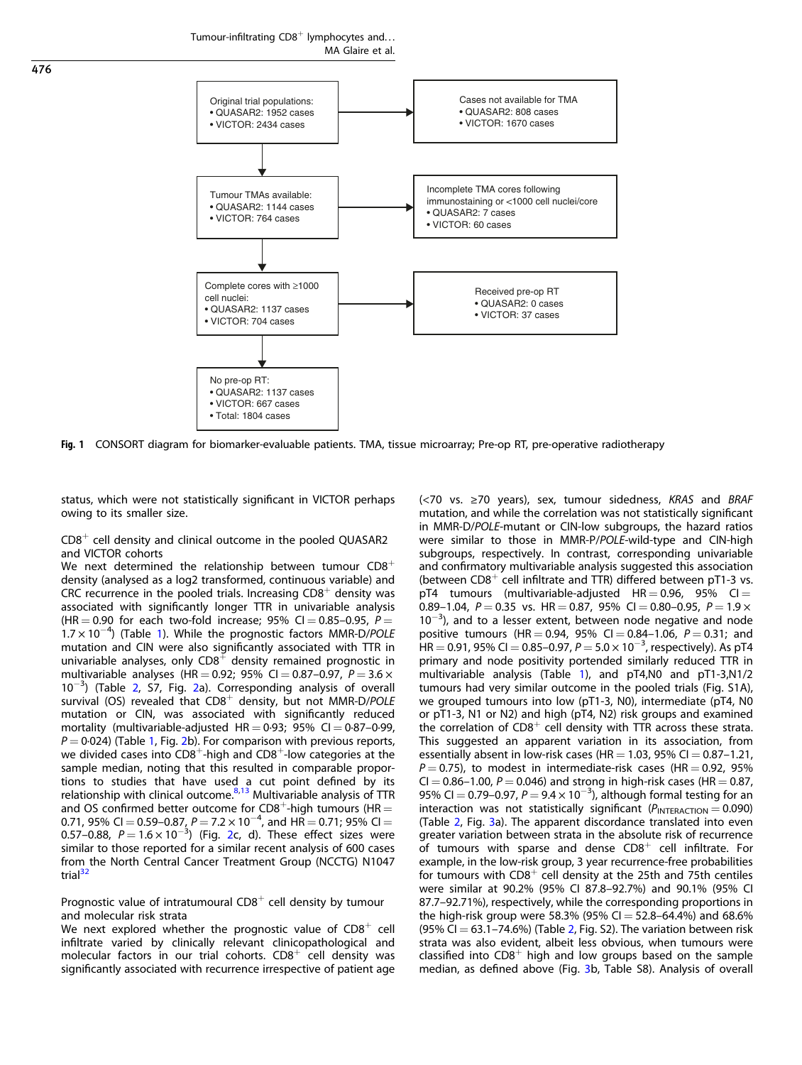Original trial populations:
• QUASAR2: 1952 cases
• VICTOR: 2434 cases

Cases not available for TMA
• QUASAR2: 808 cases
• VICTOR: 1670 cases

Tumour TMAs available:
• QUASAR2: 1144 cases
• VICTOR: 764 cases

Incomplete TMA cores following immunostaining or <1000 cell nuclei/core
• QUASAR2: 7 cases
• VICTOR: 60 cases

Complete cores with ≥1000 cell nuclei:
• QUASAR2: 1137 cases
• VICTOR: 704 cases

Received pre-op RT
• QUASAR2: 0 cases
• VICTOR: 37 cases

No pre-op RT:
• QUASAR2: 1137 cases
• VICTOR: 667 cases
• Total: 1804 cases

**Fig. 1** CONSORT diagram for biomarker-evaluable patients. TMA, tissue microarray; Pre-op RT, pre-operative radiotherapy

status, which were not statistically significant in VICTOR perhaps owing to its smaller size.

### CD8$^+$ cell density and clinical outcome in the pooled QUASAR2 and VICTOR cohorts

We next determined the relationship between tumour CD8$^+$ density (analysed as a log2 transformed, continuous variable) and CRC recurrence in the pooled trials. Increasing CD8$^+$ density was associated with significantly longer TTR in univariable analysis (HR = 0.90 for each two-fold increase; 95% CI = 0.85–0.95, $P = 1.7 \times 10^{-4}$) (Table 1). While the prognostic factors MMR-D/*POLE* mutation and CIN were also significantly associated with TTR in univariable analyses, only CD8$^+$ density remained prognostic in multivariable analyses (HR = 0.92; 95% CI = 0.87–0.97, $P = 3.6 \times 10^{-3}$) (Table 2, S7, Fig. 2a). Corresponding analysis of overall survival (OS) revealed that CD8$^+$ density, but not MMR-D/*POLE* mutation or CIN, was associated with significantly reduced mortality (multivariable-adjusted HR = 0·93; 95% CI = 0·87–0·99, $P = 0·024$) (Table 1, Fig. 2b). For comparison with previous reports, we divided cases into CD8$^+$-high and CD8$^+$-low categories at the sample median, noting that this resulted in comparable proportions to studies that have used a cut point defined by its relationship with clinical outcome.[8,13] Multivariable analysis of TTR and OS confirmed better outcome for CD8$^+$-high tumours (HR = 0.71, 95% CI = 0.59–0.87, $P = 7.2 \times 10^{-4}$, and HR = 0.71; 95% CI = 0.57–0.88, $P = 1.6 \times 10^{-3}$) (Fig. 2c, d). These effect sizes were similar to those reported for a similar recent analysis of 600 cases from the North Central Cancer Treatment Group (NCCTG) N1047 trial[32]

### Prognostic value of intratumoural CD8$^+$ cell density by tumour and molecular risk strata

We next explored whether the prognostic value of CD8$^+$ cell infiltrate varied by clinically relevant clinicopathological and molecular factors in our trial cohorts. CD8$^+$ cell density was significantly associated with recurrence irrespective of patient age (<70 vs. ≥70 years), sex, tumour sidedness, *KRAS* and *BRAF* mutation, and while the correlation was not statistically significant in MMR-D/*POLE*-mutant or CIN-low subgroups, the hazard ratios were similar to those in MMR-P/*POLE*-wild-type and CIN-high subgroups, respectively. In contrast, corresponding univariable and confirmatory multivariable analysis suggested this association (between CD8$^+$ cell infiltrate and TTR) differed between pT1-3 vs. pT4 tumours (multivariable-adjusted HR = 0.96, 95% CI = 0.89–1.04, $P = 0.35$ vs. HR = 0.87, 95% CI = 0.80–0.95, $P = 1.9 \times 10^{-3}$), and to a lesser extent, between node negative and node positive tumours (HR = 0.94, 95% CI = 0.84–1.06, $P = 0.31$; and HR = 0.91, 95% CI = 0.85–0.97, $P = 5.0 \times 10^{-3}$, respectively). As pT4 primary and node positivity portended similarly reduced TTR in multivariable analysis (Table 1), and pT4,N0 and pT1-3,N1/2 tumours had very similar outcome in the pooled trials (Fig. S1A), we grouped tumours into low (pT1-3, N0), intermediate (pT4, N0 or pT1-3, N1 or N2) and high (pT4, N2) risk groups and examined the correlation of CD8$^+$ cell density with TTR across these strata. This suggested an apparent variation in its association, from essentially absent in low-risk cases (HR = 1.03, 95% CI = 0.87–1.21, $P = 0.75$), to modest in intermediate-risk cases (HR = 0.92, 95% CI = 0.86–1.00, $P = 0.046$) and strong in high-risk cases (HR = 0.87, 95% CI = 0.79–0.97, $P = 9.4 \times 10^{-3}$), although formal testing for an interaction was not statistically significant ($P_{INTERACTION} = 0.090$) (Table 2, Fig. 3a). The apparent discordance translated into even greater variation between strata in the absolute risk of recurrence of tumours with sparse and dense CD8$^+$ cell infiltrate. For example, in the low-risk group, 3 year recurrence-free probabilities for tumours with CD8$^+$ cell density at the 25th and 75th centiles were similar at 90.2% (95% CI 87.8–92.7%) and 90.1% (95% CI 87.7–92.71%), respectively, while the corresponding proportions in the high-risk group were 58.3% (95% CI = 52.8–64.4%) and 68.6% (95% CI = 63.1–74.6%) (Table 2, Fig. S2). The variation between risk strata was also evident, albeit less obvious, when tumours were classified into CD8$^+$ high and low groups based on the sample median, as defined above (Fig. 3b, Table S8). Analysis of overall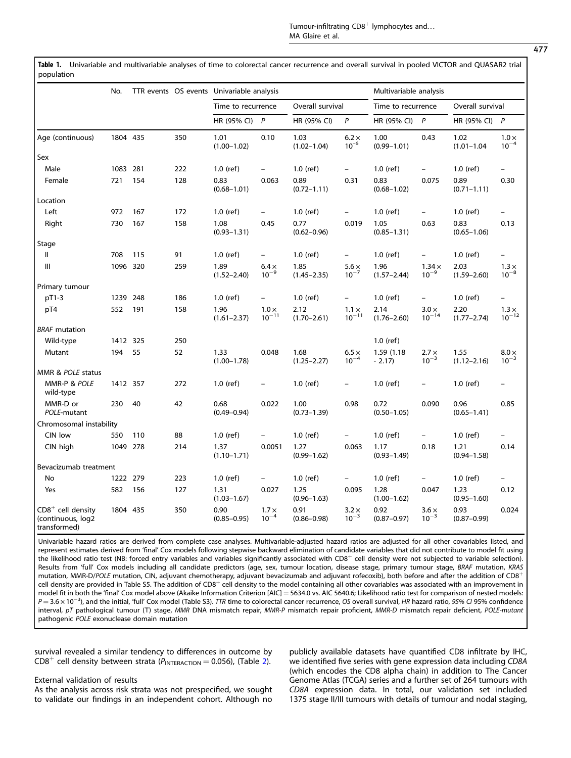**Table 1.** Univariable and multivariable analyses of time to colorectal cancer recurrence and overall survival in pooled VICTOR and QUASAR2 trial population

| | No. | TTR events | OS events | Univariable analysis | | | | Multivariable analysis | | | |
|---|---|---|---|---|---|---|---|---|---|---|---|
| | | | | Time to recurrence | | Overall survival | | Time to recurrence | | Overall survival | |
| | | | | HR (95% CI) | *P* | HR (95% CI) | *P* | HR (95% CI) | *P* | HR (95% CI) | *P* |
| Age (continuous) | 1804 | 435 | 350 | 1.01 (1.00–1.02) | 0.10 | 1.03 (1.02–1.04) | $6.2 \times 10^{-6}$ | 1.00 (0.99–1.01) | 0.43 | 1.02 (1.01–1.04 | $1.0 \times 10^{-4}$ |
| Sex | | | | | | | | | | | |
| Male | 1083 | 281 | 222 | 1.0 (ref) | – | 1.0 (ref) | – | 1.0 (ref) | – | 1.0 (ref) | – |
| Female | 721 | 154 | 128 | 0.83 (0.68–1.01) | 0.063 | 0.89 (0.72–1.11) | 0.31 | 0.83 (0.68–1.02) | 0.075 | 0.89 (0.71–1.11) | 0.30 |
| Location | | | | | | | | | | | |
| Left | 972 | 167 | 172 | 1.0 (ref) | – | 1.0 (ref) | – | 1.0 (ref) | – | 1.0 (ref) | – |
| Right | 730 | 167 | 158 | 1.08 (0.93–1.31) | 0.45 | 0.77 (0.62–0.96) | 0.019 | 1.05 (0.85–1.31) | 0.63 | 0.83 (0.65–1.06) | 0.13 |
| Stage | | | | | | | | | | | |
| II | 708 | 115 | 91 | 1.0 (ref) | – | 1.0 (ref) | – | 1.0 (ref) | – | 1.0 (ref) | – |
| III | 1096 | 320 | 259 | 1.89 (1.52–2.40) | $6.4 \times 10^{-9}$ | 1.85 (1.45–2.35) | $5.6 \times 10^{-7}$ | 1.96 (1.57–2.44) | $1.34 \times 10^{-9}$ | 2.03 (1.59–2.60) | $1.3 \times 10^{-8}$ |
| Primary tumour | | | | | | | | | | | |
| pT1-3 | 1239 | 248 | 186 | 1.0 (ref) | – | 1.0 (ref) | – | 1.0 (ref) | – | 1.0 (ref) | – |
| pT4 | 552 | 191 | 158 | 1.96 (1.61–2.37) | $1.0 \times 10^{-11}$ | 2.12 (1.70–2.61) | $1.1 \times 10^{-11}$ | 2.14 (1.76–2.60) | $3.0 \times 10^{-14}$ | 2.20 (1.77–2.74) | $1.3 \times 10^{-12}$ |
| *BRAF* mutation | | | | | | | | | | | |
| Wild-type | 1412 | 325 | 250 | | | | | 1.0 (ref) | | | |
| Mutant | 194 | 55 | 52 | 1.33 (1.00–1.78) | 0.048 | 1.68 (1.25–2.27) | $6.5 \times 10^{-4}$ | 1.59 (1.18 - 2.17) | $2.7 \times 10^{-3}$ | 1.55 (1.12–2.16) | $8.0 \times 10^{-3}$ |
| MMR & *POLE* status | | | | | | | | | | | |
| MMR-P & *POLE* wild-type | 1412 | 357 | 272 | 1.0 (ref) | – | 1.0 (ref) | – | 1.0 (ref) | – | 1.0 (ref) | – |
| MMR-D or *POLE*-mutant | 230 | 40 | 42 | 0.68 (0.49–0.94) | 0.022 | 1.00 (0.73–1.39) | 0.98 | 0.72 (0.50–1.05) | 0.090 | 0.96 (0.65–1.41) | 0.85 |
| Chromosomal instability | | | | | | | | | | | |
| CIN low | 550 | 110 | 88 | 1.0 (ref) | – | 1.0 (ref) | – | 1.0 (ref) | – | 1.0 (ref) | – |
| CIN high | 1049 | 278 | 214 | 1.37 (1.10–1.71) | 0.0051 | 1.27 (0.99–1.62) | 0.063 | 1.17 (0.93–1.49) | 0.18 | 1.21 (0.94–1.58) | 0.14 |
| Bevacizumab treatment | | | | | | | | | | | |
| No | 1222 | 279 | 223 | 1.0 (ref) | – | 1.0 (ref) | – | 1.0 (ref) | – | 1.0 (ref) | – |
| Yes | 582 | 156 | 127 | 1.31 (1.03–1.67) | 0.027 | 1.25 (0.96–1.63) | 0.095 | 1.28 (1.00–1.62) | 0.047 | 1.23 (0.95–1.60) | 0.12 |
| $CD8^{+}$ cell density (continuous, log2 transformed) | 1804 | 435 | 350 | 0.90 (0.85–0.95) | $1.7 \times 10^{-4}$ | 0.91 (0.86–0.98) | $3.2 \times 10^{-3}$ | 0.92 (0.87–0.97) | $3.6 \times 10^{-3}$ | 0.93 (0.87–0.99) | 0.024 |

Univariable hazard ratios are derived from complete case analyses. Multivariable-adjusted hazard ratios are adjusted for all other covariables listed, and represent estimates derived from 'final' Cox models following stepwise backward elimination of candidate variables that did not contribute to model fit using the likelihood ratio test (NB: forced entry variables and variables significantly associated with $CD8^{+}$ cell density were not subjected to variable selection). Results from 'full' Cox models including all candidate predictors (age, sex, tumour location, disease stage, primary tumour stage, *BRAF* mutation, *KRAS* mutation, MMR-D/*POLE* mutation, CIN, adjuvant chemotherapy, adjuvant bevacizumab and adjuvant rofecoxib), both before and after the addition of $CD8^{+}$ cell density are provided in Table S5. The addition of $CD8^{+}$ cell density to the model containing all other covariables was associated with an improvement in model fit in both the 'final' Cox model above (Akaike Information Criterion [AIC] = 5634.0 vs. AIC 5640.6; Likelihood ratio test for comparison of nested models: $P = 3.6 \times 10^{-3}$), and the initial, 'full' Cox model (Table S3). *TTR* time to colorectal cancer recurrence, *OS* overall survival, *HR* hazard ratio, *95% CI* 95% confidence interval, *pT* pathological tumour (T) stage, *MMR* DNA mismatch repair, *MMR-P* mismatch repair proficient, *MMR-D* mismatch repair deficient, *POLE-mutant* pathogenic *POLE* exonuclease domain mutation

survival revealed a similar tendency to differences in outcome by $CD8^{+}$ cell density between strata ($P_{INTERACTION} = 0.056$), (Table 2).

### External validation of results

As the analysis across risk strata was not prespecified, we sought to validate our findings in an independent cohort. Although no publicly available datasets have quantified CD8 infiltrate by IHC, we identified five series with gene expression data including *CD8A* (which encodes the CD8 alpha chain) in addition to The Cancer Genome Atlas (TCGA) series and a further set of 264 tumours with *CD8A* expression data. In total, our validation set included 1375 stage II/III tumours with details of tumour and nodal staging,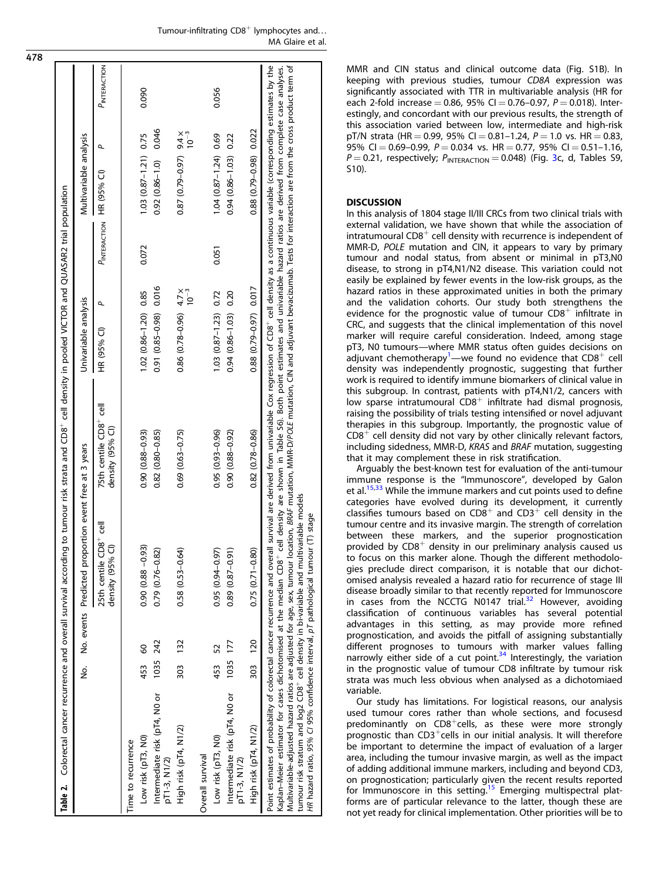**Table 2.** Colorectal cancer recurrence and overall survival according to tumour risk strata and $CD8^+$ cell density in pooled VICTOR and QUASAR2 trial population

| | No. | No. events | Predicted proportion event free at 3 years | | Univariable analysis | | | Multivariable analysis | | |
|---|---|---|---|---|---|---|---|---|---|---|
| | | | 25th centile $CD8^+$ cell density (95% CI) | 75th centile $CD8^+$ cell density (95% CI) | HR (95% CI) | P | $P_{INTERACTION}$ | HR (95% CI) | P | $P_{INTERACTION}$ |
| Time to recurrence | | | | | | | | | | |
| Low risk (pT3, N0) | 453 | 60 | 0.90 (0.88 –0.93) | 0.90 (0.88–0.93) | 1.02 (0.86–1.20) | 0.85 | 0.072 | 1.03 (0.87–1.21) | 0.75 | 0.090 |
| Intermediate risk (pT4, N0 or pT1-3, N1/2) | 1035 | 242 | 0.79 (0.76–0.82) | 0.82 (0.80–0.85) | 0.91 (0.85–0.98) | 0.016 | | 0.92 (0.86–1.0) | 0.046 | |
| High risk (pT4, N1/2) | 303 | 132 | 0.58 (0.53–0.64) | 0.69 (0.63–0.75) | 0.86 (0.78–0.96) | $4.7 \times 10^{-3}$ | | 0.87 (0.79–0.97) | $9.4 \times 10^{-3}$ | |
| Overall survival | | | | | | | | | | |
| Low risk (pT3, N0) | 453 | 52 | 0.95 (0.94–0.97) | 0.95 (0.93–0.96) | 1.03 (0.87–1.23) | 0.72 | 0.051 | 1.04 (0.87–1.24) | 0.69 | 0.056 |
| Intermediate risk (pT4, N0 or pT1-3, N1/2) | 1035 | 177 | 0.89 (0.87–0.91) | 0.90 (0.88–0.92) | 0.94 (0.86–1.03) | 0.20 | | 0.94 (0.86–1.03) | 0.22 | |
| High risk (pT4, N1/2) | 303 | 120 | 0.75 (0.71–0.80) | 0.82 (0.78–0.86) | 0.88 (0.79–0.97) | 0.017 | | 0.88 (0.79–0.98) | 0.022 | |

Point estimates of probability of colorectal cancer recurrence and overall survival are derived from univariable Cox regression of $CD8^+$ cell density as a continuous variable (corresponding estimates by the Kaplan–Meier estimator for cases dichotomised at the median $CD8^+$ cell density are shown in Table S6). Both point estimates and univariable hazard ratios are derived from complete case analyses. Multivariable-adjusted hazard ratios are adjusted for age, sex, tumour location, *BRAF* mutation, MMR-D/*POLE* mutation, CIN and adjuvant bevacizumab. Tests for interaction are from the cross product term of tumour risk stratum and log2 $CD8^+$ cell density in bi-variable and multivariable models
*HR* hazard ratio, *95% CI* 95% confidence interval, *pT* pathological tumour (T) stage

MMR and CIN status and clinical outcome data (Fig. S1B). In keeping with previous studies, tumour *CD8A* expression was significantly associated with TTR in multivariable analysis (HR for each 2-fold increase = 0.86, 95% CI = 0.76–0.97, $P = 0.018$). Interestingly, and concordant with our previous results, the strength of this association varied between low, intermediate and high-risk pT/N strata (HR = 0.99, 95% CI = 0.81–1.24, $P = 1.0$ vs. HR = 0.83, 95% CI = 0.69–0.99, $P = 0.034$ vs. HR = 0.77, 95% CI = 0.51–1.16, $P = 0.21$, respectively; $P_{INTERACTION} = 0.048$) (Fig. 3c, d, Tables S9, S10).

## DISCUSSION

In this analysis of 1804 stage II/III CRCs from two clinical trials with external validation, we have shown that while the association of intratumoural $CD8^+$ cell density with recurrence is independent of MMR-D, *POLE* mutation and CIN, it appears to vary by primary tumour and nodal status, from absent or minimal in pT3,N0 disease, to strong in pT4,N1/N2 disease. This variation could not easily be explained by fewer events in the low-risk groups, as the hazard ratios in these approximated unities in both the primary and the validation cohorts. Our study both strengthens the evidence for the prognostic value of tumour $CD8^+$ infiltrate in CRC, and suggests that the clinical implementation of this novel marker will require careful consideration. Indeed, among stage pT3, N0 tumours—where MMR status often guides decisions on adjuvant chemotherapy[1]—we found no evidence that $CD8^+$ cell density was independently prognostic, suggesting that further work is required to identify immune biomarkers of clinical value in this subgroup. In contrast, patients with pT4,N1/2, cancers with low sparse intratumoural $CD8^+$ infiltrate had dismal prognosis, raising the possibility of trials testing intensified or novel adjuvant therapies in this subgroup. Importantly, the prognostic value of $CD8^+$ cell density did not vary by other clinically relevant factors, including sidedness, MMR-D, *KRAS* and *BRAF* mutation, suggesting that it may complement these in risk stratification.

Arguably the best-known test for evaluation of the anti-tumour immune response is the "Immunoscore", developed by Galon et al.[15,33] While the immune markers and cut points used to define categories have evolved during its development, it currently classifies tumours based on $CD8^+$ and $CD3^+$ cell density in the tumour centre and its invasive margin. The strength of correlation between these markers, and the superior prognostication provided by $CD8^+$ density in our preliminary analysis caused us to focus on this marker alone. Though the different methodologies preclude direct comparison, it is notable that our dichotomised analysis revealed a hazard ratio for recurrence of stage III disease broadly similar to that recently reported for Immunoscore in cases from the NCCTG N0147 trial.[32] However, avoiding classification of continuous variables has several potential advantages in this setting, as may provide more refined prognostication, and avoids the pitfall of assigning substantially different prognoses to tumours with marker values falling narrowly either side of a cut point.[34] Interestingly, the variation in the prognostic value of tumour CD8 infiltrate by tumour risk strata was much less obvious when analysed as a dichotomiaed variable.

Our study has limitations. For logistical reasons, our analysis used tumour cores rather than whole sections, and focused predominantly on $CD8^+$cells, as these were more strongly prognostic than $CD3^+$cells in our initial analysis. It will therefore be important to determine the impact of evaluation of a larger area, including the tumour invasive margin, as well as the impact of adding additional immune markers, including and beyond CD3, on prognostication; particularly given the recent results reported for Immunoscore in this setting.[15] Emerging multispectral platforms are of particular relevance to the latter, though these are not yet ready for clinical implementation. Other priorities will be to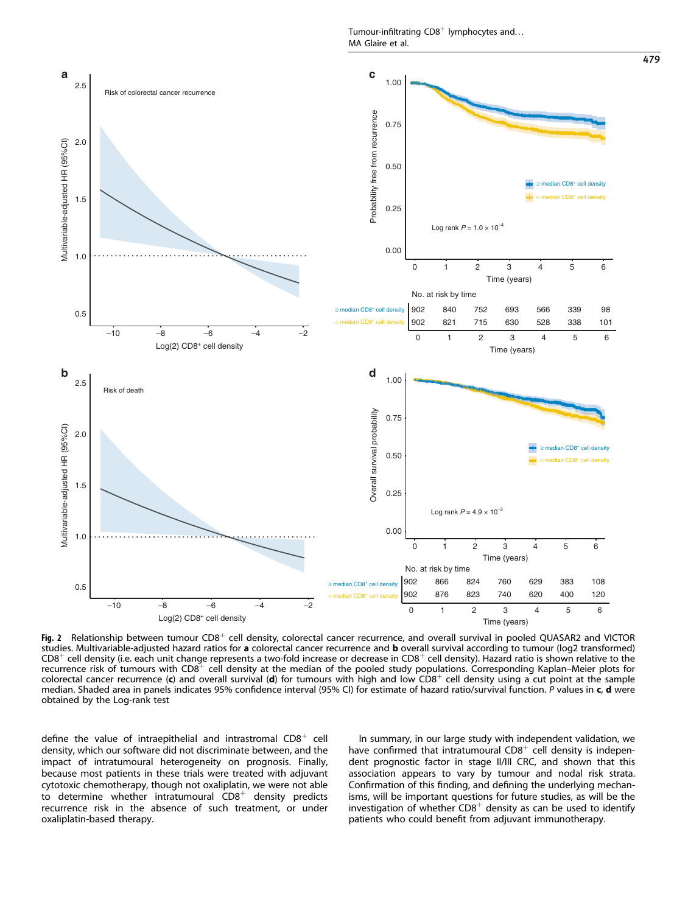a

Risk of colorectal cancer recurrence

Multivariable-adjusted HR (95%CI)

2.5
2.0
1.5
1.0
0.5

−10 −8 −6 −4 −2

Log(2) CD8⁺ cell density

b

Risk of death

Multivariable-adjusted HR (95%CI)

2.5
2.0
1.5
1.0
0.5

−10 −8 −6 −4 −2

Log(2) CD8⁺ cell density

c

Probability free from recurrence

1.00
0.75
0.50
0.25
0.00

≥ median CD8⁺ cell density
< median CD8⁺ cell density

Log rank $P = 1.0 \times 10^{-4}$

0 1 2 3 4 5 6

Time (years)

No. at risk by time

≥ median CD8⁺ cell density 902 840 752 693 566 339 98
< median CD8⁺ cell density 902 821 715 630 528 338 101

0 1 2 3 4 5 6

Time (years)

d

Overall survival probability

1.00
0.75
0.50
0.25
0.00

≥ median CD8⁺ cell density
< median CD8⁺ cell density

Log rank $P = 4.9 \times 10^{-3}$

0 1 2 3 4 5 6

Time (years)

No. at risk by time

≥ median CD8⁺ cell density 902 866 824 760 629 383 108
< median CD8⁺ cell density 902 876 823 740 620 400 120

0 1 2 3 4 5 6

Time (years)

**Fig. 2** Relationship between tumour CD8$^+$ cell density, colorectal cancer recurrence, and overall survival in pooled QUASAR2 and VICTOR studies. Multivariable-adjusted hazard ratios for **a** colorectal cancer recurrence and **b** overall survival according to tumour (log2 transformed) CD8$^+$ cell density (i.e. each unit change represents a two-fold increase or decrease in CD8$^+$ cell density). Hazard ratio is shown relative to the recurrence risk of tumours with CD8$^+$ cell density at the median of the pooled study populations. Corresponding Kaplan–Meier plots for colorectal cancer recurrence (**c**) and overall survival (**d**) for tumours with high and low CD8$^+$ cell density using a cut point at the sample median. Shaded area in panels indicates 95% confidence interval (95% CI) for estimate of hazard ratio/survival function. *P* values in **c**, **d** were obtained by the Log-rank test

define the value of intraepithelial and intrastromal CD8$^+$ cell density, which our software did not discriminate between, and the impact of intratumoural heterogeneity on prognosis. Finally, because most patients in these trials were treated with adjuvant cytotoxic chemotherapy, though not oxaliplatin, we were not able to determine whether intratumoural CD8$^+$ density predicts recurrence risk in the absence of such treatment, or under oxaliplatin-based therapy.

In summary, in our large study with independent validation, we have confirmed that intratumoural CD8$^+$ cell density is independent prognostic factor in stage II/III CRC, and shown that this association appears to vary by tumour and nodal risk strata. Confirmation of this finding, and defining the underlying mechanisms, will be important questions for future studies, as will be the investigation of whether CD8$^+$ density as can be used to identify patients who could benefit from adjuvant immunotherapy.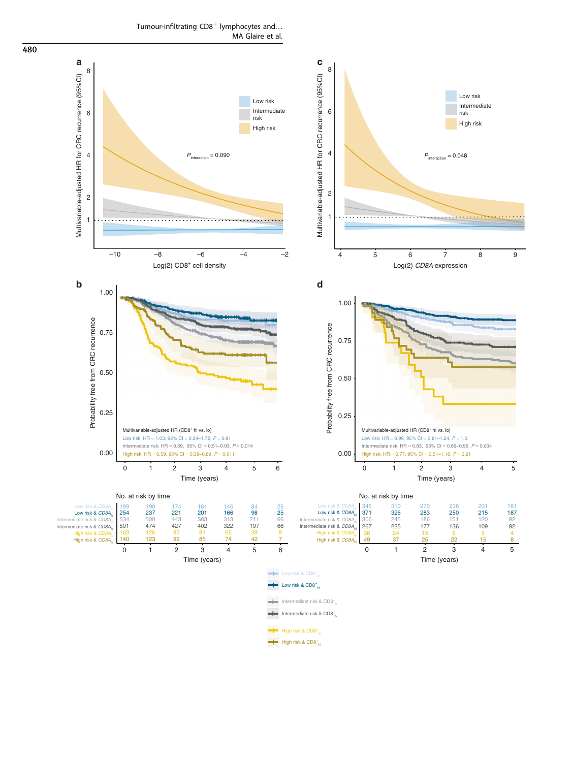**a**

Multivariable-adjusted HR for CRC recurrence (95%CI)

8
6
4
2
1

Low risk
Intermediate risk
High risk

$P_{interaction}$ = 0.090

−10 −8 −6 −4 −2

Log(2) CD8$^+$ cell density

**c**

Multivariable-adjusted HR for CRC recurrence (95%CI)

8
6
4
2
1

Low risk
Intermediate risk
High risk

$P_{interaction}$ = 0.048

4 5 6 7 8 9

Log(2) *CD8A* expression

**b**

Probability free from CRC recurrence

1.00
0.75
0.50
0.25
0.00

Multivariable-adjusted HR (CD8$^+$ hi vs. lo)
Low risk: HR = 1.03, 95% CI = 0.54–1.72, $P$ = 0.91
Intermediate risk: HR = 0.69, 95% CI = 0.51–0.93, $P$ = 0.014
High risk: HR = 0.59, 95% CI = 0.39–0.89, $P$ = 0.011

0 1 2 3 4 5 6

Time (years)

No. at risk by time

| | 0 | 1 | 2 | 3 | 4 | 5 | 6 |
|---|---|---|---|---|---|---|---|
| Low risk & $CD8A_{lo}$ | 199 | 190 | 174 | 161 | 145 | 84 | 25 |
| Low risk & $CD8A_{hi}$ | 254 | 237 | 221 | 201 | 166 | 98 | 25 |
| Intermediate risk & $CD8A_{lo}$ | 534 | 500 | 443 | 383 | 313 | 211 | 66 |
| Intermediate risk & $CD8A_{hi}$ | 501 | 474 | 427 | 402 | 322 | 197 | 66 |
| High risk & $CD8A_{lo}$ | 163 | 126 | 93 | 81 | 65 | 39 | 9 |
| High risk & $CD8A_{hi}$ | 140 | 123 | 99 | 85 | 74 | 42 | 7 |

Time (years)

**d**

Probability free from CRC recurrence

1.00
0.75
0.50
0.25
0.00

Multivariable-adjusted HR (CD8$^+$ hi vs. lo)
Low risk: HR = 0.99, 95% CI = 0.81–1.24, $P$ = 1.0
Intermediate risk: HR = 0.83, 95% CI = 0.69–0.99, $P$ = 0.034
High risk: HR = 0.77, 95% CI = 0.51–1.16, $P$ = 0.21

0 1 2 3 4 5

Time (years)

No. at risk by time

| | 0 | 1 | 2 | 3 | 4 | 5 |
|---|---|---|---|---|---|---|
| Low risk & $CD8A_{lo}$ | 345 | 310 | 273 | 238 | 201 | 161 |
| Low risk & $CD8A_{hi}$ | 371 | 325 | 283 | 250 | 215 | 187 |
| Intermediate risk & $CD8A_{lo}$ | 306 | 245 | 186 | 151 | 120 | 92 |
| Intermediate risk & $CD8A_{hi}$ | 267 | 225 | 177 | 136 | 109 | 92 |
| High risk & $CD8A_{lo}$ | 36 | 24 | 15 | 6 | 5 | 4 |
| High risk & $CD8A_{hi}$ | 49 | 37 | 25 | 22 | 15 | 8 |

Time (years)

Low risk & CD8$^+_{lo}$
Low risk & CD8$^+_{hi}$
Intermediate risk & CD8$^+_{lo}$
Intermediate risk & CD8$^+_{hi}$
High risk & CD8$^+_{lo}$
High risk & CD8$^+_{hi}$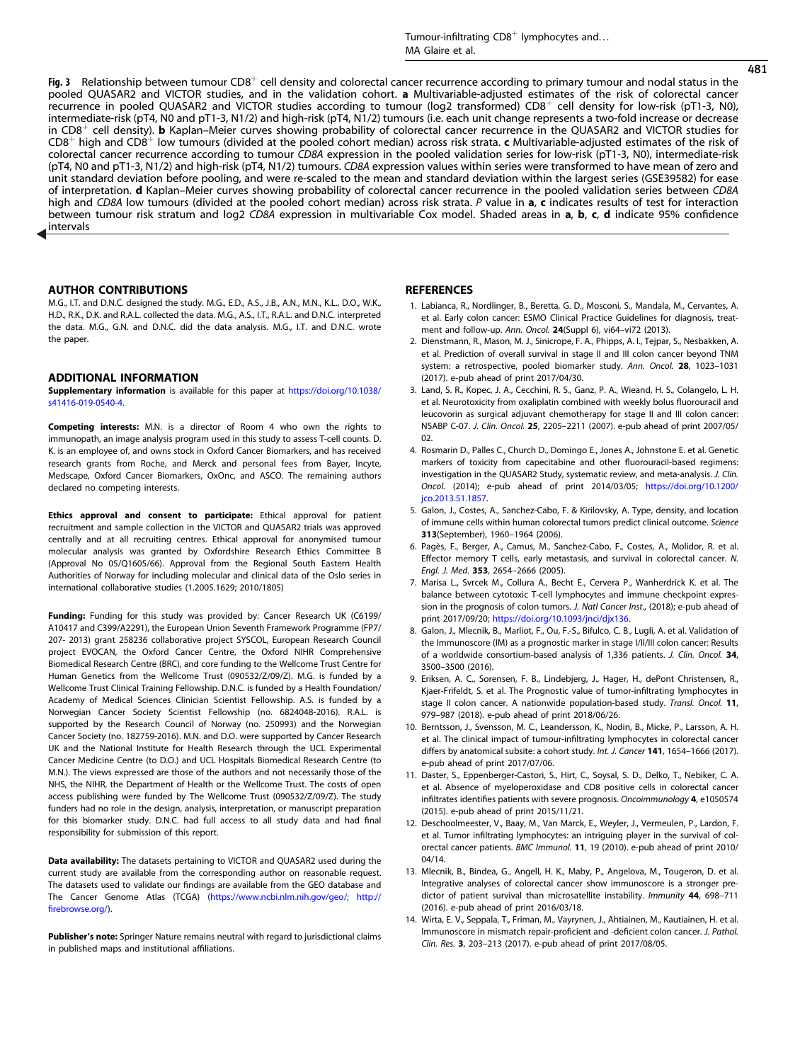**Fig. 3** Relationship between tumour $CD8^+$ cell density and colorectal cancer recurrence according to primary tumour and nodal status in the pooled QUASAR2 and VICTOR studies, and in the validation cohort. **a** Multivariable-adjusted estimates of the risk of colorectal cancer recurrence in pooled QUASAR2 and VICTOR studies according to tumour (log2 transformed) $CD8^+$ cell density for low-risk (pT1-3, N0), intermediate-risk (pT4, N0 and pT1-3, N1/2) and high-risk (pT4, N1/2) tumours (i.e. each unit change represents a two-fold increase or decrease in $CD8^+$ cell density). **b** Kaplan–Meier curves showing probability of colorectal cancer recurrence in the QUASAR2 and VICTOR studies for $CD8^+$ high and $CD8^+$ low tumours (divided at the pooled cohort median) across risk strata. **c** Multivariable-adjusted estimates of the risk of colorectal cancer recurrence according to tumour *CD8A* expression in the pooled validation series for low-risk (pT1-3, N0), intermediate-risk (pT4, N0 and pT1-3, N1/2) and high-risk (pT4, N1/2) tumours. *CD8A* expression values within series were transformed to have mean of zero and unit standard deviation before pooling, and were re-scaled to the mean and standard deviation within the largest series (GSE39582) for ease of interpretation. **d** Kaplan–Meier curves showing probability of colorectal cancer recurrence in the pooled validation series between *CD8A* high and *CD8A* low tumours (divided at the pooled cohort median) across risk strata. *P* value in **a**, **c** indicates results of test for interaction between tumour risk stratum and log2 *CD8A* expression in multivariable Cox model. Shaded areas in **a**, **b**, **c**, **d** indicate 95% confidence intervals

## AUTHOR CONTRIBUTIONS

M.G., I.T. and D.N.C. designed the study. M.G., E.D., A.S., J.B., A.N., M.N., K.L., D.O., W.K., H.D., R.K., D.K. and R.A.L. collected the data. M.G., A.S., I.T., R.A.L. and D.N.C. interpreted the data. M.G., G.N. and D.N.C. did the data analysis. M.G., I.T. and D.N.C. wrote the paper.

## ADDITIONAL INFORMATION

**Supplementary information** is available for this paper at https://doi.org/10.1038/s41416-019-0540-4.

**Competing interests:** M.N. is a director of Room 4 who own the rights to immunopath, an image analysis program used in this study to assess T-cell counts. D. K. is an employee of, and owns stock in Oxford Cancer Biomarkers, and has received research grants from Roche, and Merck and personal fees from Bayer, Incyte, Medscape, Oxford Cancer Biomarkers, OxOnc, and ASCO. The remaining authors declared no competing interests.

**Ethics approval and consent to participate:** Ethical approval for patient recruitment and sample collection in the VICTOR and QUASAR2 trials was approved centrally and at all recruiting centres. Ethical approval for anonymised tumour molecular analysis was granted by Oxfordshire Research Ethics Committee B (Approval No 05/Q1605/66). Approval from the Regional South Eastern Health Authorities of Norway for including molecular and clinical data of the Oslo series in international collaborative studies (1.2005.1629; 2010/1805)

**Funding:** Funding for this study was provided by: Cancer Research UK (C6199/A10417 and C399/A2291), the European Union Seventh Framework Programme (FP7/207- 2013) grant 258236 collaborative project SYSCOL, European Research Council project EVOCAN, the Oxford Cancer Centre, the Oxford NIHR Comprehensive Biomedical Research Centre (BRC), and core funding to the Wellcome Trust Centre for Human Genetics from the Wellcome Trust (090532/Z/09/Z). M.G. is funded by a Wellcome Trust Clinical Training Fellowship. D.N.C. is funded by a Health Foundation/Academy of Medical Sciences Clinician Scientist Fellowship. A.S. is funded by a Norwegian Cancer Society Scientist Fellowship (no. 6824048-2016). R.A.L. is supported by the Research Council of Norway (no. 250993) and the Norwegian Cancer Society (no. 182759-2016). M.N. and D.O. were supported by Cancer Research UK and the National Institute for Health Research through the UCL Experimental Cancer Medicine Centre (to D.O.) and UCL Hospitals Biomedical Research Centre (to M.N.). The views expressed are those of the authors and not necessarily those of the NHS, the NIHR, the Department of Health or the Wellcome Trust. The costs of open access publishing were funded by The Wellcome Trust (090532/Z/09/Z). The study funders had no role in the design, analysis, interpretation, or manuscript preparation for this biomarker study. D.N.C. had full access to all study data and had final responsibility for submission of this report.

**Data availability:** The datasets pertaining to VICTOR and QUASAR2 used during the current study are available from the corresponding author on reasonable request. The datasets used to validate our findings are available from the GEO database and The Cancer Genome Atlas (TCGA) (https://www.ncbi.nlm.nih.gov/geo/; http://firebrowse.org/).

**Publisher's note:** Springer Nature remains neutral with regard to jurisdictional claims in published maps and institutional affiliations.

## REFERENCES

1. Labianca, R., Nordlinger, B., Beretta, G. D., Mosconi, S., Mandala, M., Cervantes, A. et al. Early colon cancer: ESMO Clinical Practice Guidelines for diagnosis, treatment and follow-up. *Ann. Oncol.* **24**(Suppl 6), vi64–vi72 (2013).
2. Dienstmann, R., Mason, M. J., Sinicrope, F. A., Phipps, A. I., Tejpar, S., Nesbakken, A. et al. Prediction of overall survival in stage II and III colon cancer beyond TNM system: a retrospective, pooled biomarker study. *Ann. Oncol.* **28**, 1023–1031 (2017). e-pub ahead of print 2017/04/30.
3. Land, S. R., Kopec, J. A., Cecchini, R. S., Ganz, P. A., Wieand, H. S., Colangelo, L. H. et al. Neurotoxicity from oxaliplatin combined with weekly bolus fluorouracil and leucovorin as surgical adjuvant chemotherapy for stage II and III colon cancer: NSABP C-07. *J. Clin. Oncol.* **25**, 2205–2211 (2007). e-pub ahead of print 2007/05/02.
4. Rosmarin D., Palles C., Church D., Domingo E., Jones A., Johnstone E. et al. Genetic markers of toxicity from capecitabine and other fluorouracil-based regimens: investigation in the QUASAR2 Study, systematic review, and meta-analysis. *J. Clin. Oncol.* (2014); e-pub ahead of print 2014/03/05; https://doi.org/10.1200/jco.2013.51.1857.
5. Galon, J., Costes, A., Sanchez-Cabo, F. & Kirilovsky, A. Type, density, and location of immune cells within human colorectal tumors predict clinical outcome. *Science* **313**(September), 1960–1964 (2006).
6. Pagès, F., Berger, A., Camus, M., Sanchez-Cabo, F., Costes, A., Molidor, R. et al. Effector memory T cells, early metastasis, and survival in colorectal cancer. *N. Engl. J. Med.* **353**, 2654–2666 (2005).
7. Marisa L., Svrcek M., Collura A., Becht E., Cervera P., Wanherdrick K. et al. The balance between cytotoxic T-cell lymphocytes and immune checkpoint expression in the prognosis of colon tumors. *J. Natl Cancer Inst.*, (2018); e-pub ahead of print 2017/09/20; https://doi.org/10.1093/jnci/djx136.
8. Galon, J., Mlecnik, B., Marliot, F., Ou, F.-S., Bifulco, C. B., Lugli, A. et al. Validation of the Immunoscore (IM) as a prognostic marker in stage I/II/III colon cancer: Results of a worldwide consortium-based analysis of 1,336 patients. *J. Clin. Oncol.* **34**, 3500–3500 (2016).
9. Eriksen, A. C., Sorensen, F. B., Lindebjerg, J., Hager, H., dePont Christensen, R., Kjaer-Frifeldt, S. et al. The Prognostic value of tumor-infiltrating lymphocytes in stage II colon cancer. A nationwide population-based study. *Transl. Oncol.* **11**, 979–987 (2018). e-pub ahead of print 2018/06/26.
10. Berntsson, J., Svensson, M. C., Leandersson, K., Nodin, B., Micke, P., Larsson, A. H. et al. The clinical impact of tumour-infiltrating lymphocytes in colorectal cancer differs by anatomical subsite: a cohort study. *Int. J. Cancer* **141**, 1654–1666 (2017). e-pub ahead of print 2017/07/06.
11. Daster, S., Eppenberger-Castori, S., Hirt, C., Soysal, S. D., Delko, T., Nebiker, C. A. et al. Absence of myeloperoxidase and CD8 positive cells in colorectal cancer infiltrates identifies patients with severe prognosis. *Oncoimmunology* **4**, e1050574 (2015). e-pub ahead of print 2015/11/21.
12. Deschoolmeester, V., Baay, M., Van Marck, E., Weyler, J., Vermeulen, P., Lardon, F. et al. Tumor infiltrating lymphocytes: an intriguing player in the survival of colorectal cancer patients. *BMC Immunol.* **11**, 19 (2010). e-pub ahead of print 2010/04/14.
13. Mlecnik, B., Bindea, G., Angell, H. K., Maby, P., Angelova, M., Tougeron, D. et al. Integrative analyses of colorectal cancer show immunoscore is a stronger predictor of patient survival than microsatellite instability. *Immunity* **44**, 698–711 (2016). e-pub ahead of print 2016/03/18.
14. Wirta, E. V., Seppala, T., Friman, M., Vayrynen, J., Ahtiainen, M., Kautiainen, H. et al. Immunoscore in mismatch repair-proficient and -deficient colon cancer. *J. Pathol. Clin. Res.* **3**, 203–213 (2017). e-pub ahead of print 2017/08/05.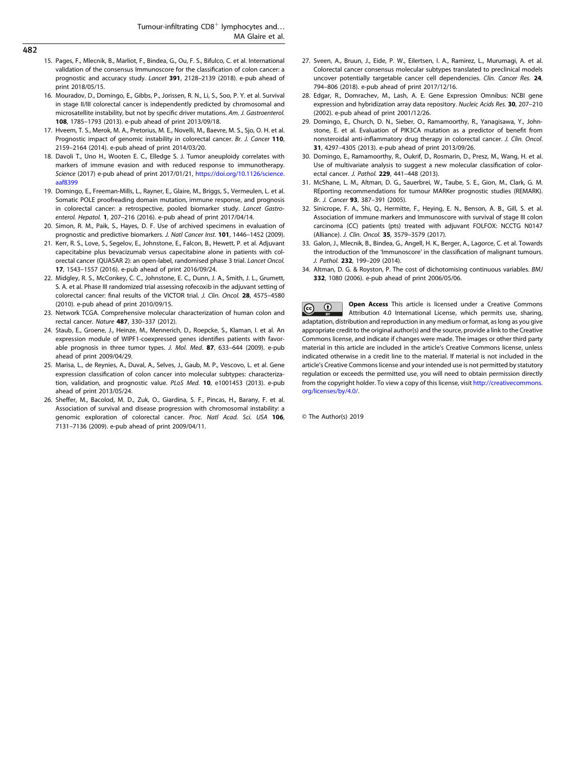15. Pages, F., Mlecnik, B., Marliot, F., Bindea, G., Ou, F. S., Bifulco, C. et al. International validation of the consensus Immunoscore for the classification of colon cancer: a prognostic and accuracy study. *Lancet* **391**, 2128–2139 (2018). e-pub ahead of print 2018/05/15.
16. Mouradov, D., Domingo, E., Gibbs, P., Jorissen, R. N., Li, S., Soo, P. Y. et al. Survival in stage II/III colorectal cancer is independently predicted by chromosomal and microsatellite instability, but not by specific driver mutations. *Am. J. Gastroenterol.* **108**, 1785–1793 (2013). e-pub ahead of print 2013/09/18.
17. Hveem, T. S., Merok, M. A., Pretorius, M. E., Novelli, M., Baevre, M. S., Sjo, O. H. et al. Prognostic impact of genomic instability in colorectal cancer. *Br. J. Cancer* **110**, 2159–2164 (2014). e-pub ahead of print 2014/03/20.
18. Davoli T., Uno H., Wooten E. C., Elledge S. J. Tumor aneuploidy correlates with markers of immune evasion and with reduced response to immunotherapy. *Science* (2017) e-pub ahead of print 2017/01/21, https://doi.org/10.1126/science.aaf8399
19. Domingo, E., Freeman-Mills, L., Rayner, E., Glaire, M., Briggs, S., Vermeulen, L. et al. Somatic POLE proofreading domain mutation, immune response, and prognosis in colorectal cancer: a retrospective, pooled biomarker study. *Lancet Gastroenterol. Hepatol.* **1**, 207–216 (2016). e-pub ahead of print 2017/04/14.
20. Simon, R. M., Paik, S., Hayes, D. F. Use of archived specimens in evaluation of prognostic and predictive biomarkers. *J. Natl Cancer Inst.* **101**, 1446–1452 (2009).
21. Kerr, R. S., Love, S., Segelov, E., Johnstone, E., Falcon, B., Hewett, P. et al. Adjuvant capecitabine plus bevacizumab versus capecitabine alone in patients with colorectal cancer (QUASAR 2): an open-label, randomised phase 3 trial. *Lancet Oncol.* **17**, 1543–1557 (2016). e-pub ahead of print 2016/09/24.
22. Midgley, R. S., McConkey, C. C., Johnstone, E. C., Dunn, J. A., Smith, J. L., Grumett, S. A. et al. Phase III randomized trial assessing rofecoxib in the adjuvant setting of colorectal cancer: final results of the VICTOR trial. *J. Clin. Oncol.* **28**, 4575–4580 (2010). e-pub ahead of print 2010/09/15.
23. Network TCGA. Comprehensive molecular characterization of human colon and rectal cancer. *Nature* **487**, 330–337 (2012).
24. Staub, E., Groene, J., Heinze, M., Mennerich, D., Roepcke, S., Klaman, I. et al. An expression module of WIPF1-coexpressed genes identifies patients with favorable prognosis in three tumor types. *J. Mol. Med.* **87**, 633–644 (2009). e-pub ahead of print 2009/04/29.
25. Marisa, L., de Reynies, A., Duval, A., Selves, J., Gaub, M. P., Vescovo, L. et al. Gene expression classification of colon cancer into molecular subtypes: characterization, validation, and prognostic value. *PLoS Med.* **10**, e1001453 (2013). e-pub ahead of print 2013/05/24.
26. Sheffer, M., Bacolod, M. D., Zuk, O., Giardina, S. F., Pincas, H., Barany, F. et al. Association of survival and disease progression with chromosomal instability: a genomic exploration of colorectal cancer. *Proc. Natl Acad. Sci. USA* **106**, 7131–7136 (2009). e-pub ahead of print 2009/04/11.
27. Sveen, A., Bruun, J., Eide, P. W., Eilertsen, I. A., Ramirez, L., Murumagi, A. et al. Colorectal cancer consensus molecular subtypes translated to preclinical models uncover potentially targetable cancer cell dependencies. *Clin. Cancer Res.* **24**, 794–806 (2018). e-pub ahead of print 2017/12/16.
28. Edgar, R., Domrachev, M., Lash, A. E. Gene Expression Omnibus: NCBI gene expression and hybridization array data repository. *Nucleic Acids Res.* **30**, 207–210 (2002). e-pub ahead of print 2001/12/26.
29. Domingo, E., Church, D. N., Sieber, O., Ramamoorthy, R., Yanagisawa, Y., Johnstone, E. et al. Evaluation of PIK3CA mutation as a predictor of benefit from nonsteroidal anti-inflammatory drug therapy in colorectal cancer. *J. Clin. Oncol.* **31**, 4297–4305 (2013). e-pub ahead of print 2013/09/26.
30. Domingo, E., Ramamoorthy, R., Oukrif, D., Rosmarin, D., Presz, M., Wang, H. et al. Use of multivariate analysis to suggest a new molecular classification of colorectal cancer. *J. Pathol.* **229**, 441–448 (2013).
31. McShane, L. M., Altman, D. G., Sauerbrei, W., Taube, S. E., Gion, M., Clark, G. M. REporting recommendations for tumour MARKer prognostic studies (REMARK). *Br. J. Cancer* **93**, 387–391 (2005).
32. Sinicrope, F. A., Shi, Q., Hermitte, F., Heying, E. N., Benson, A. B., Gill, S. et al. Association of immune markers and Immunoscore with survival of stage III colon carcinoma (CC) patients (pts) treated with adjuvant FOLFOX: NCCTG N0147 (Alliance). *J. Clin. Oncol.* **35**, 3579–3579 (2017).
33. Galon, J., Mlecnik, B., Bindea, G., Angell, H. K., Berger, A., Lagorce, C. et al. Towards the introduction of the 'Immunoscore' in the classification of malignant tumours. *J. Pathol.* **232**, 199–209 (2014).
34. Altman, D. G. & Royston, P. The cost of dichotomising continuous variables. *BMJ* **332**, 1080 (2006). e-pub ahead of print 2006/05/06.

**Open Access** This article is licensed under a Creative Commons Attribution 4.0 International License, which permits use, sharing, adaptation, distribution and reproduction in any medium or format, as long as you give appropriate credit to the original author(s) and the source, provide a link to the Creative Commons license, and indicate if changes were made. The images or other third party material in this article are included in the article's Creative Commons license, unless indicated otherwise in a credit line to the material. If material is not included in the article's Creative Commons license and your intended use is not permitted by statutory regulation or exceeds the permitted use, you will need to obtain permission directly from the copyright holder. To view a copy of this license, visit http://creativecommons.org/licenses/by/4.0/.

© The Author(s) 2019